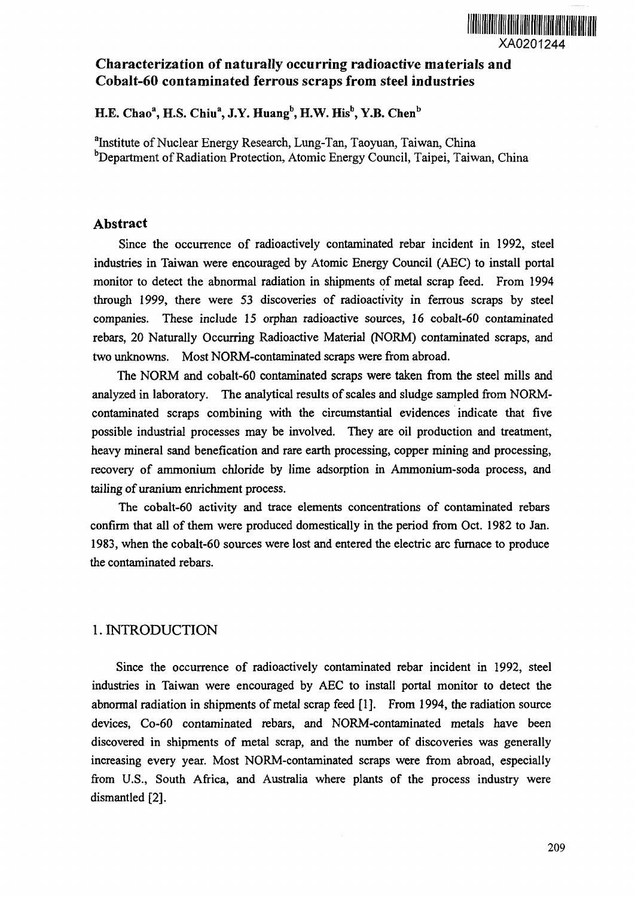XA0201244

# Characterization of naturally occurring radioactive materials and Cobalt-60 contaminated ferrous scraps from steel industries

**H.E. Chao[a], H.S. Chiu[a], J.Y. Huang[b], H.W. His[b], Y.B. Chen[b]**

[a]Institute of Nuclear Energy Research, Lung-Tan, Taoyuan, Taiwan, China
[b]Department of Radiation Protection, Atomic Energy Council, Taipei, Taiwan, China

## Abstract

Since the occurrence of radioactively contaminated rebar incident in 1992, steel industries in Taiwan were encouraged by Atomic Energy Council (AEC) to install portal monitor to detect the abnormal radiation in shipments of metal scrap feed. From 1994 through 1999, there were 53 discoveries of radioactivity in ferrous scraps by steel companies. These include 15 orphan radioactive sources, 16 cobalt-60 contaminated rebars, 20 Naturally Occurring Radioactive Material (NORM) contaminated scraps, and two unknowns. Most NORM-contaminated scraps were from abroad.

The NORM and cobalt-60 contaminated scraps were taken from the steel mills and analyzed in laboratory. The analytical results of scales and sludge sampled from NORM-contaminated scraps combining with the circumstantial evidences indicate that five possible industrial processes may be involved. They are oil production and treatment, heavy mineral sand benefication and rare earth processing, copper mining and processing, recovery of ammonium chloride by lime adsorption in Ammonium-soda process, and tailing of uranium enrichment process.

The cobalt-60 activity and trace elements concentrations of contaminated rebars confirm that all of them were produced domestically in the period from Oct. 1982 to Jan. 1983, when the cobalt-60 sources were lost and entered the electric arc furnace to produce the contaminated rebars.

## 1. INTRODUCTION

Since the occurrence of radioactively contaminated rebar incident in 1992, steel industries in Taiwan were encouraged by AEC to install portal monitor to detect the abnormal radiation in shipments of metal scrap feed [1]. From 1994, the radiation source devices, Co-60 contaminated rebars, and NORM-contaminated metals have been discovered in shipments of metal scrap, and the number of discoveries was generally increasing every year. Most NORM-contaminated scraps were from abroad, especially from U.S., South Africa, and Australia where plants of the process industry were dismantled [2].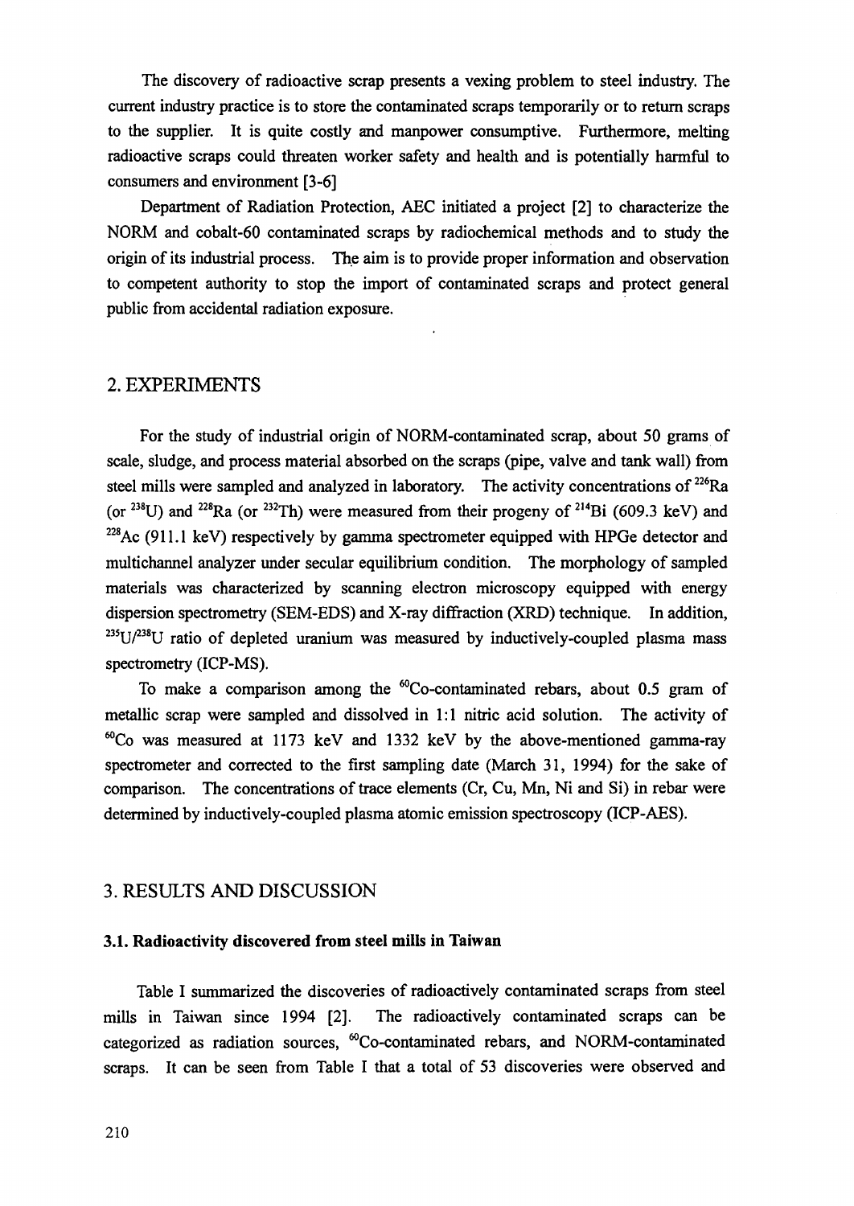The discovery of radioactive scrap presents a vexing problem to steel industry. The current industry practice is to store the contaminated scraps temporarily or to return scraps to the supplier. It is quite costly and manpower consumptive. Furthermore, melting radioactive scraps could threaten worker safety and health and is potentially harmful to consumers and environment [3-6]

Department of Radiation Protection, AEC initiated a project [2] to characterize the NORM and cobalt-60 contaminated scraps by radiochemical methods and to study the origin of its industrial process. The aim is to provide proper information and observation to competent authority to stop the import of contaminated scraps and protect general public from accidental radiation exposure.

## 2. EXPERIMENTS

For the study of industrial origin of NORM-contaminated scrap, about 50 grams of scale, sludge, and process material absorbed on the scraps (pipe, valve and tank wall) from steel mills were sampled and analyzed in laboratory. The activity concentrations of $^{226}Ra$ (or $^{238}U$) and $^{228}Ra$ (or $^{232}Th$) were measured from their progeny of $^{214}Bi$ (609.3 keV) and $^{228}Ac$ (911.1 keV) respectively by gamma spectrometer equipped with HPGe detector and multichannel analyzer under secular equilibrium condition. The morphology of sampled materials was characterized by scanning electron microscopy equipped with energy dispersion spectrometry (SEM-EDS) and X-ray diffraction (XRD) technique. In addition, $^{235}U/^{238}U$ ratio of depleted uranium was measured by inductively-coupled plasma mass spectrometry (ICP-MS).

To make a comparison among the $^{60}Co$-contaminated rebars, about 0.5 gram of metallic scrap were sampled and dissolved in 1:1 nitric acid solution. The activity of $^{60}Co$ was measured at 1173 keV and 1332 keV by the above-mentioned gamma-ray spectrometer and corrected to the first sampling date (March 31, 1994) for the sake of comparison. The concentrations of trace elements (Cr, Cu, Mn, Ni and Si) in rebar were determined by inductively-coupled plasma atomic emission spectroscopy (ICP-AES).

## 3. RESULTS AND DISCUSSION

### 3.1. Radioactivity discovered from steel mills in Taiwan

Table I summarized the discoveries of radioactively contaminated scraps from steel mills in Taiwan since 1994 [2]. The radioactively contaminated scraps can be categorized as radiation sources, $^{60}Co$-contaminated rebars, and NORM-contaminated scraps. It can be seen from Table I that a total of 53 discoveries were observed and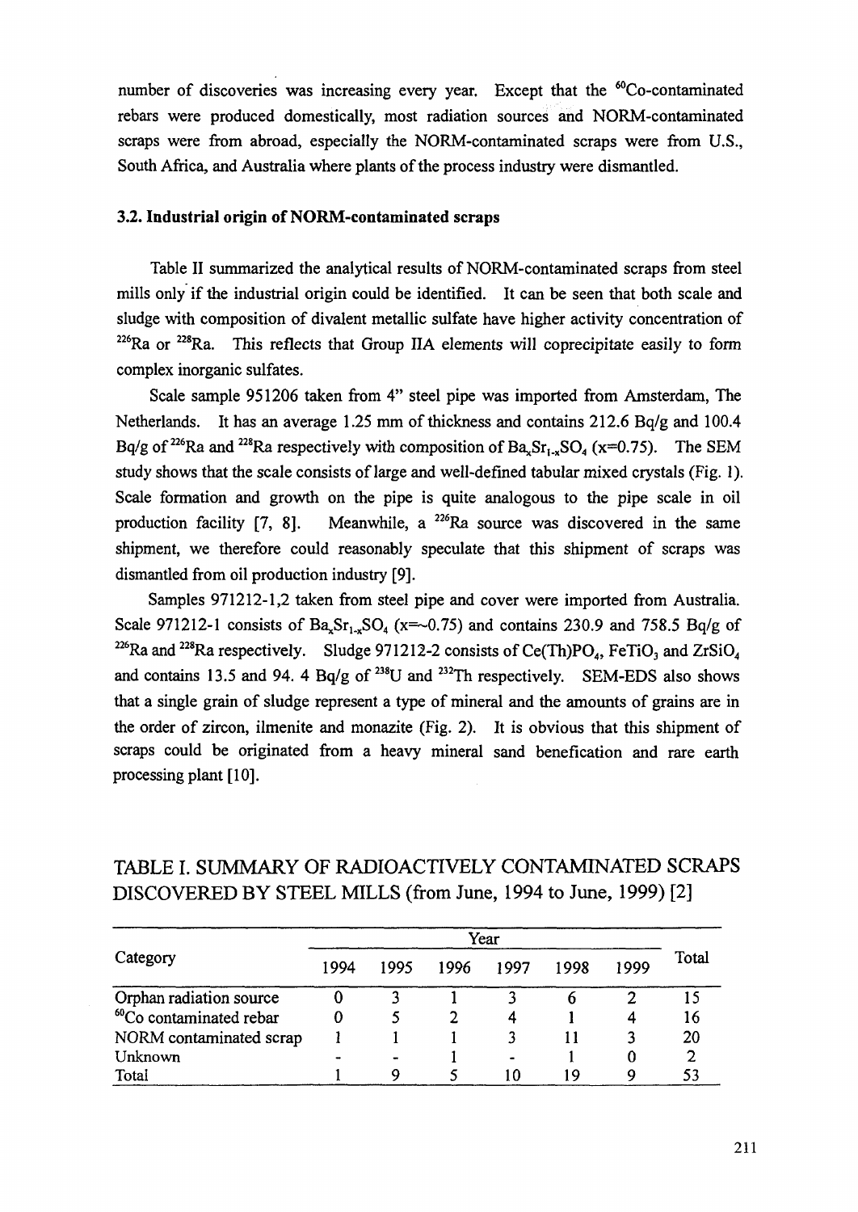number of discoveries was increasing every year. Except that the $^{60}Co$-contaminated rebars were produced domestically, most radiation sources and NORM-contaminated scraps were from abroad, especially the NORM-contaminated scraps were from U.S., South Africa, and Australia where plants of the process industry were dismantled.

### 3.2. Industrial origin of NORM-contaminated scraps

Table II summarized the analytical results of NORM-contaminated scraps from steel mills only if the industrial origin could be identified. It can be seen that both scale and sludge with composition of divalent metallic sulfate have higher activity concentration of $^{226}Ra$ or $^{228}Ra$. This reflects that Group IIA elements will coprecipitate easily to form complex inorganic sulfates.

Scale sample 951206 taken from 4" steel pipe was imported from Amsterdam, The Netherlands. It has an average 1.25 mm of thickness and contains 212.6 Bq/g and 100.4 Bq/g of $^{226}Ra$ and $^{228}Ra$ respectively with composition of $Ba_xSr_{1-x}SO_4$ (x=0.75). The SEM study shows that the scale consists of large and well-defined tabular mixed crystals (Fig. 1). Scale formation and growth on the pipe is quite analogous to the pipe scale in oil production facility [7, 8]. Meanwhile, a $^{226}Ra$ source was discovered in the same shipment, we therefore could reasonably speculate that this shipment of scraps was dismantled from oil production industry [9].

Samples 971212-1,2 taken from steel pipe and cover were imported from Australia. Scale 971212-1 consists of $Ba_xSr_{1-x}SO_4$ (x=~0.75) and contains 230.9 and 758.5 Bq/g of $^{226}Ra$ and $^{228}Ra$ respectively. Sludge 971212-2 consists of Ce(Th)$PO_4$, $FeTiO_3$ and $ZrSiO_4$ and contains 13.5 and 94. 4 Bq/g of $^{238}U$ and $^{232}Th$ respectively. SEM-EDS also shows that a single grain of sludge represent a type of mineral and the amounts of grains are in the order of zircon, ilmenite and monazite (Fig. 2). It is obvious that this shipment of scraps could be originated from a heavy mineral sand benefication and rare earth processing plant [10].

TABLE I. SUMMARY OF RADIOACTIVELY CONTAMINATED SCRAPS DISCOVERED BY STEEL MILLS (from June, 1994 to June, 1999) [2]

| Category | Year | | | | | | Total |
|---|---|---|---|---|---|---|---|
| | 1994 | 1995 | 1996 | 1997 | 1998 | 1999 | |
| Orphan radiation source | 0 | 3 | 1 | 3 | 6 | 2 | 15 |
| $^{60}Co$ contaminated rebar | 0 | 5 | 2 | 4 | 1 | 4 | 16 |
| NORM contaminated scrap | 1 | 1 | 1 | 3 | 11 | 3 | 20 |
| Unknown | - | - | 1 | - | 1 | 0 | 2 |
| Total | 1 | 9 | 5 | 10 | 19 | 9 | 53 |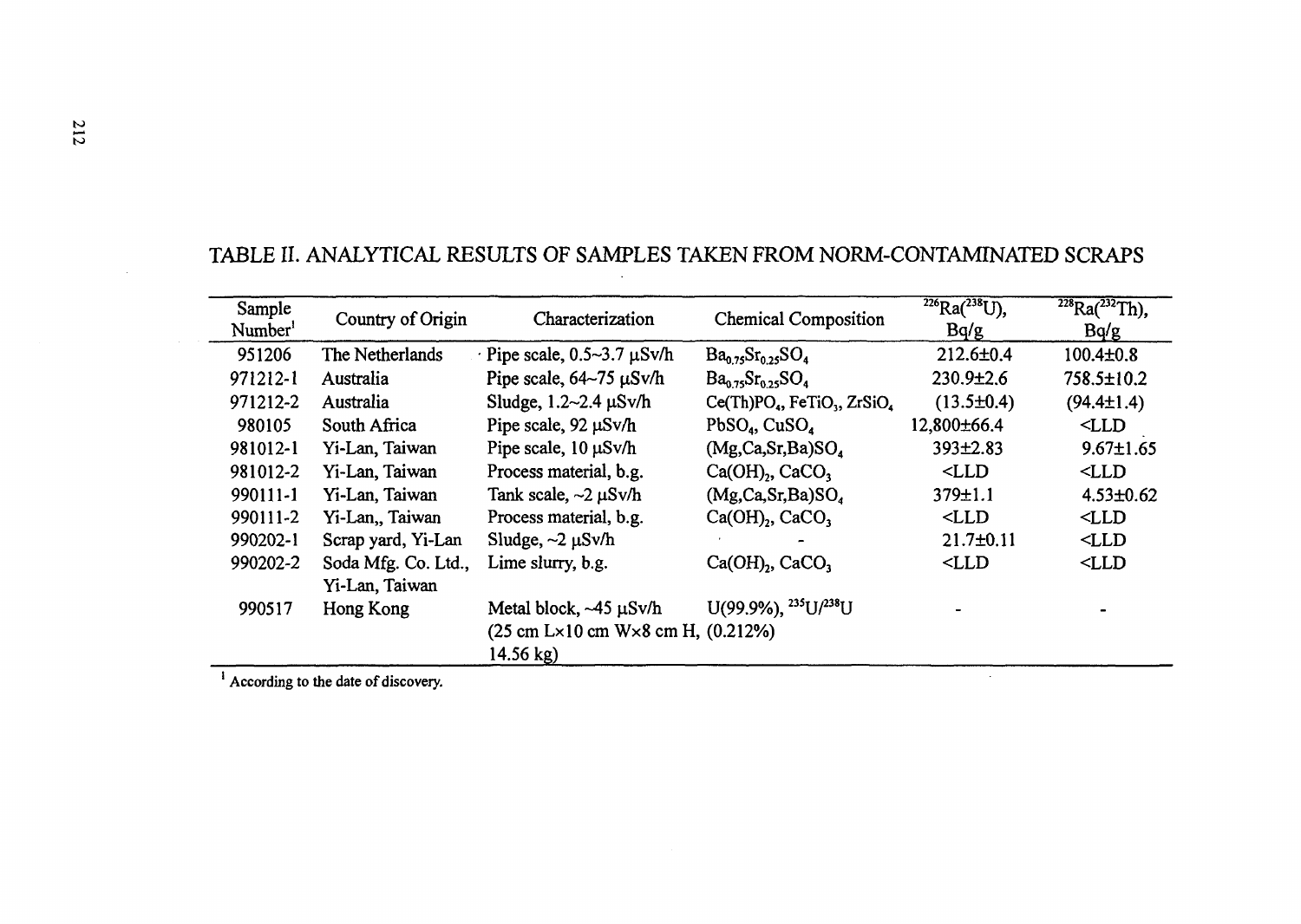TABLE II. ANALYTICAL RESULTS OF SAMPLES TAKEN FROM NORM-CONTAMINATED SCRAPS

| Sample Number[1] | Country of Origin | Characterization | Chemical Composition | $^{226}Ra(^{238}U)$, Bq/g | $^{228}Ra(^{232}Th)$, Bq/g |
|---|---|---|---|---|---|
| 951206 | The Netherlands | Pipe scale, 0.5~3.7 μSv/h | $Ba_{0.75}Sr_{0.25}SO_4$ | 212.6±0.4 | 100.4±0.8 |
| 971212-1 | Australia | Pipe scale, 64~75 μSv/h | $Ba_{0.75}Sr_{0.25}SO_4$ | 230.9±2.6 | 758.5±10.2 |
| 971212-2 | Australia | Sludge, 1.2~2.4 μSv/h | $Ce(Th)PO_4$, $FeTiO_3$, $ZrSiO_4$ | (13.5±0.4) | (94.4±1.4) |
| 980105 | South Africa | Pipe scale, 92 μSv/h | $PbSO_4$, $CuSO_4$ | 12,800±66.4 | <LLD |
| 981012-1 | Yi-Lan, Taiwan | Pipe scale, 10 μSv/h | $(Mg,Ca,Sr,Ba)SO_4$ | 393±2.83 | 9.67±1.65 |
| 981012-2 | Yi-Lan, Taiwan | Process material, b.g. | $Ca(OH)_2$, $CaCO_3$ | <LLD | <LLD |
| 990111-1 | Yi-Lan, Taiwan | Tank scale, ~2 μSv/h | $(Mg,Ca,Sr,Ba)SO_4$ | 379±1.1 | 4.53±0.62 |
| 990111-2 | Yi-Lan,, Taiwan | Process material, b.g. | $Ca(OH)_2$, $CaCO_3$ | <LLD | <LLD |
| 990202-1 | Scrap yard, Yi-Lan | Sludge, ~2 μSv/h | - | 21.7±0.11 | <LLD |
| 990202-2 | Soda Mfg. Co. Ltd., Yi-Lan, Taiwan | Lime slurry, b.g. | $Ca(OH)_2$, $CaCO_3$ | <LLD | <LLD |
| 990517 | Hong Kong | Metal block, ~45 μSv/h (25 cm L×10 cm W×8 cm H, 14.56 kg) | U(99.9%), $^{235}U/^{238}U$ (0.212%) | - | - |

[1] According to the date of discovery.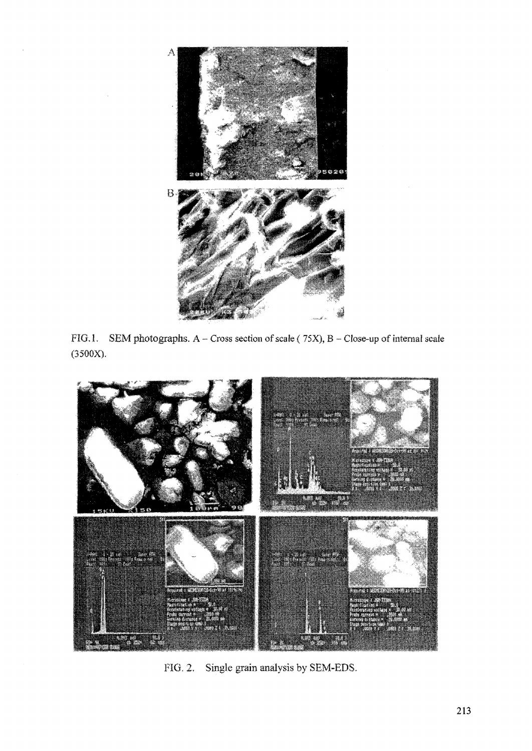FIG.1. SEM photographs. A – Cross section of scale ( 75X), B – Close-up of internal scale (3500X).

FIG. 2. Single grain analysis by SEM-EDS.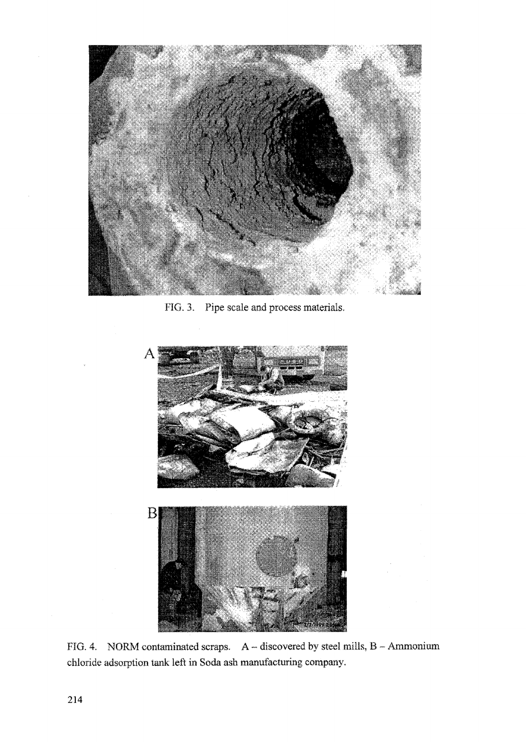FIG. 3. Pipe scale and process materials.

FIG. 4. NORM contaminated scraps. A – discovered by steel mills, B – Ammonium chloride adsorption tank left in Soda ash manufacturing company.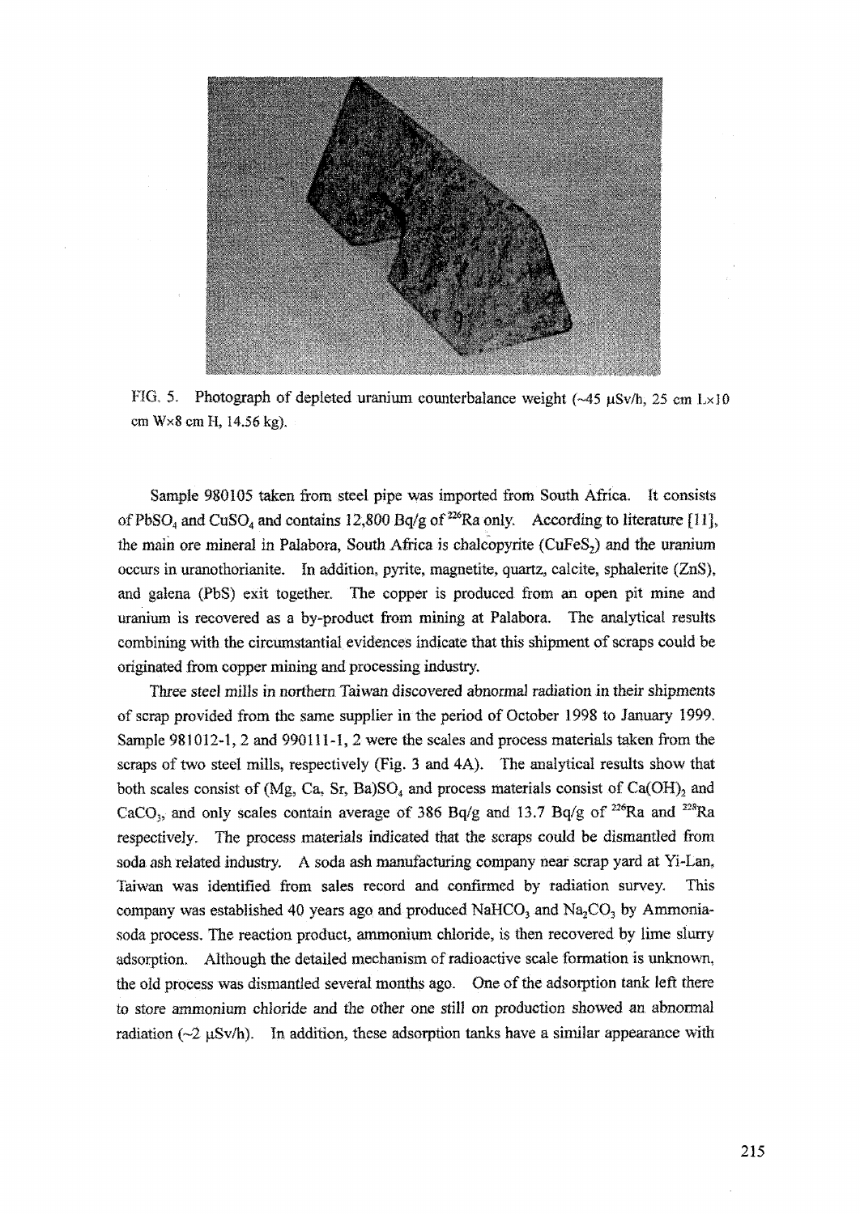FIG. 5. Photograph of depleted uranium counterbalance weight (~45 μSv/h, 25 cm L×10 cm W×8 cm H, 14.56 kg).

Sample 980105 taken from steel pipe was imported from South Africa. It consists of $PbSO_4$ and $CuSO_4$ and contains 12,800 Bq/g of $^{226}Ra$ only. According to literature [11], the main ore mineral in Palabora, South Africa is chalcopyrite ($CuFeS_2$) and the uranium occurs in uranothorianite. In addition, pyrite, magnetite, quartz, calcite, sphalerite (ZnS), and galena (PbS) exit together. The copper is produced from an open pit mine and uranium is recovered as a by-product from mining at Palabora. The analytical results combining with the circumstantial evidences indicate that this shipment of scraps could be originated from copper mining and processing industry.

Three steel mills in northern Taiwan discovered abnormal radiation in their shipments of scrap provided from the same supplier in the period of October 1998 to January 1999. Sample 981012-1, 2 and 990111-1, 2 were the scales and process materials taken from the scraps of two steel mills, respectively (Fig. 3 and 4A). The analytical results show that both scales consist of (Mg, Ca, Sr, Ba)$SO_4$ and process materials consist of $Ca(OH)_2$ and $CaCO_3$, and only scales contain average of 386 Bq/g and 13.7 Bq/g of $^{226}Ra$ and $^{228}Ra$ respectively. The process materials indicated that the scraps could be dismantled from soda ash related industry. A soda ash manufacturing company near scrap yard at Yi-Lan, Taiwan was identified from sales record and confirmed by radiation survey. This company was established 40 years ago and produced $NaHCO_3$ and $Na_2CO_3$ by Ammonia-soda process. The reaction product, ammonium chloride, is then recovered by lime slurry adsorption. Although the detailed mechanism of radioactive scale formation is unknown, the old process was dismantled several months ago. One of the adsorption tank left there to store ammonium chloride and the other one still on production showed an abnormal radiation (~2 μSv/h). In addition, these adsorption tanks have a similar appearance with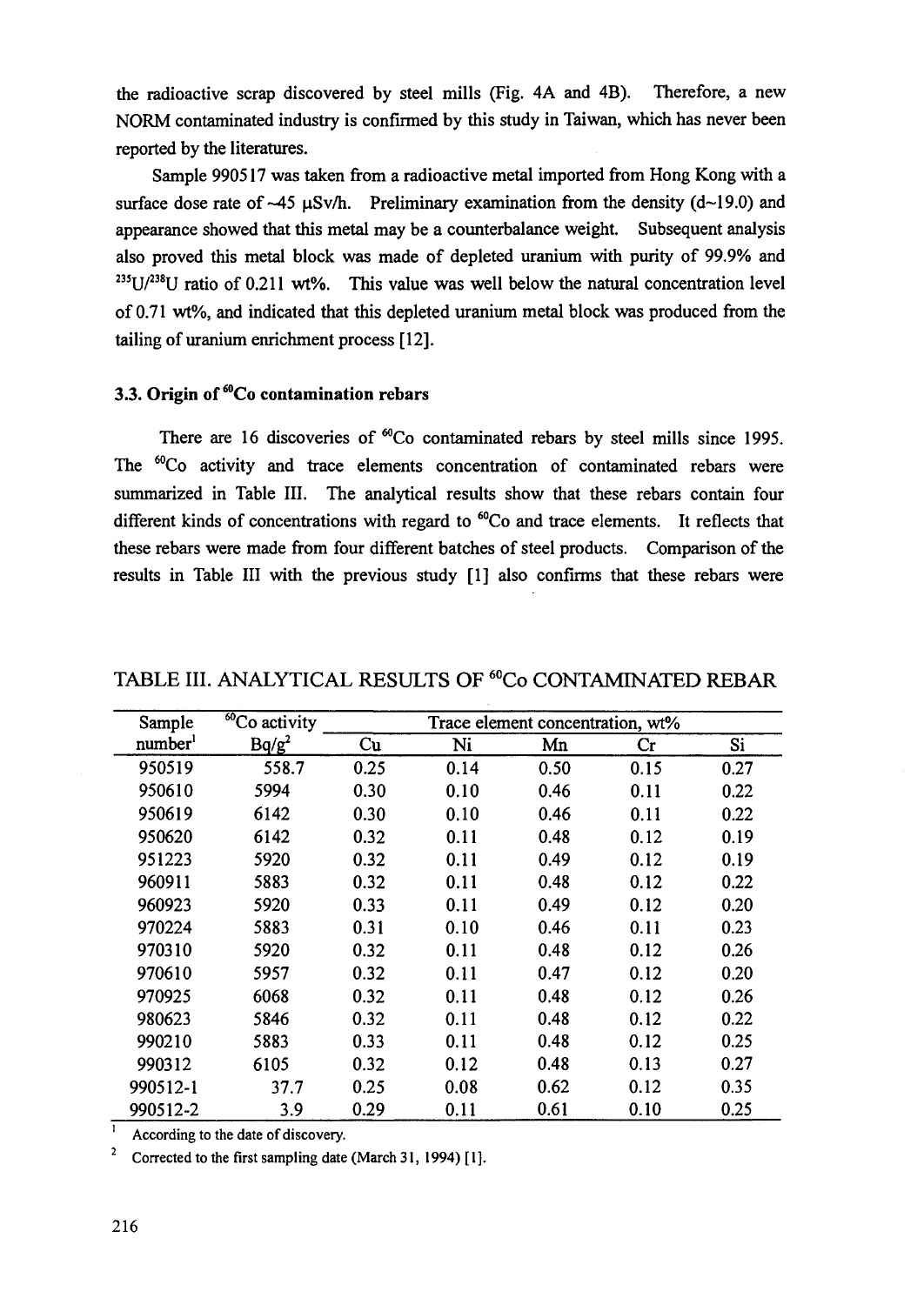the radioactive scrap discovered by steel mills (Fig. 4A and 4B). Therefore, a new NORM contaminated industry is confirmed by this study in Taiwan, which has never been reported by the literatures.

Sample 990517 was taken from a radioactive metal imported from Hong Kong with a surface dose rate of ~45 μSv/h. Preliminary examination from the density (d~19.0) and appearance showed that this metal may be a counterbalance weight. Subsequent analysis also proved this metal block was made of depleted uranium with purity of 99.9% and $^{235}U/^{238}U$ ratio of 0.211 wt%. This value was well below the natural concentration level of 0.71 wt%, and indicated that this depleted uranium metal block was produced from the tailing of uranium enrichment process [12].

### 3.3. Origin of $^{60}Co$ contamination rebars

There are 16 discoveries of $^{60}Co$ contaminated rebars by steel mills since 1995. The $^{60}Co$ activity and trace elements concentration of contaminated rebars were summarized in Table III. The analytical results show that these rebars contain four different kinds of concentrations with regard to $^{60}Co$ and trace elements. It reflects that these rebars were made from four different batches of steel products. Comparison of the results in Table III with the previous study [1] also confirms that these rebars were

TABLE III. ANALYTICAL RESULTS OF $^{60}Co$ CONTAMINATED REBAR

| Sample number[1] | $^{60}Co$ activity Bq/g[2] | Trace element concentration, wt% | | | | |
|---|---|---|---|---|---|---|
| | | Cu | Ni | Mn | Cr | Si |
| 950519 | 558.7 | 0.25 | 0.14 | 0.50 | 0.15 | 0.27 |
| 950610 | 5994 | 0.30 | 0.10 | 0.46 | 0.11 | 0.22 |
| 950619 | 6142 | 0.30 | 0.10 | 0.46 | 0.11 | 0.22 |
| 950620 | 6142 | 0.32 | 0.11 | 0.48 | 0.12 | 0.19 |
| 951223 | 5920 | 0.32 | 0.11 | 0.49 | 0.12 | 0.19 |
| 960911 | 5883 | 0.32 | 0.11 | 0.48 | 0.12 | 0.22 |
| 960923 | 5920 | 0.33 | 0.11 | 0.49 | 0.12 | 0.20 |
| 970224 | 5883 | 0.31 | 0.10 | 0.46 | 0.11 | 0.23 |
| 970310 | 5920 | 0.32 | 0.11 | 0.48 | 0.12 | 0.26 |
| 970610 | 5957 | 0.32 | 0.11 | 0.47 | 0.12 | 0.20 |
| 970925 | 6068 | 0.32 | 0.11 | 0.48 | 0.12 | 0.26 |
| 980623 | 5846 | 0.32 | 0.11 | 0.48 | 0.12 | 0.22 |
| 990210 | 5883 | 0.33 | 0.11 | 0.48 | 0.12 | 0.25 |
| 990312 | 6105 | 0.32 | 0.12 | 0.48 | 0.13 | 0.27 |
| 990512-1 | 37.7 | 0.25 | 0.08 | 0.62 | 0.12 | 0.35 |
| 990512-2 | 3.9 | 0.29 | 0.11 | 0.61 | 0.10 | 0.25 |

[1] According to the date of discovery.

[2] Corrected to the first sampling date (March 31, 1994) [1].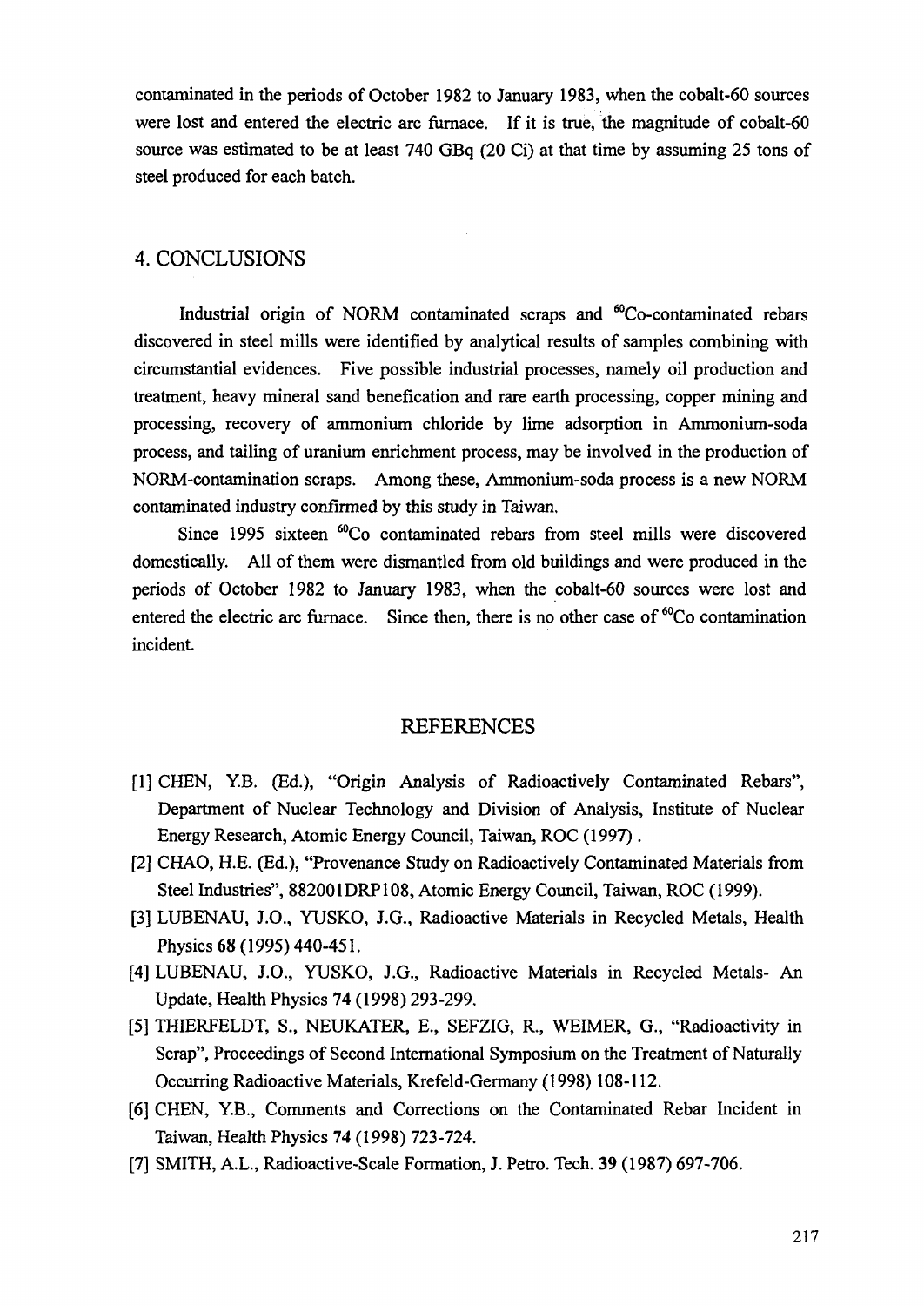contaminated in the periods of October 1982 to January 1983, when the cobalt-60 sources were lost and entered the electric arc furnace. If it is true, the magnitude of cobalt-60 source was estimated to be at least 740 GBq (20 Ci) at that time by assuming 25 tons of steel produced for each batch.

## 4. CONCLUSIONS

Industrial origin of NORM contaminated scraps and $^{60}$Co-contaminated rebars discovered in steel mills were identified by analytical results of samples combining with circumstantial evidences. Five possible industrial processes, namely oil production and treatment, heavy mineral sand benefication and rare earth processing, copper mining and processing, recovery of ammonium chloride by lime adsorption in Ammonium-soda process, and tailing of uranium enrichment process, may be involved in the production of NORM-contamination scraps. Among these, Ammonium-soda process is a new NORM contaminated industry confirmed by this study in Taiwan.

Since 1995 sixteen $^{60}$Co contaminated rebars from steel mills were discovered domestically. All of them were dismantled from old buildings and were produced in the periods of October 1982 to January 1983, when the cobalt-60 sources were lost and entered the electric arc furnace. Since then, there is no other case of $^{60}$Co contamination incident.

## REFERENCES

[1] CHEN, Y.B. (Ed.), "Origin Analysis of Radioactively Contaminated Rebars", Department of Nuclear Technology and Division of Analysis, Institute of Nuclear Energy Research, Atomic Energy Council, Taiwan, ROC (1997).

[2] CHAO, H.E. (Ed.), "Provenance Study on Radioactively Contaminated Materials from Steel Industries", 882001DRP108, Atomic Energy Council, Taiwan, ROC (1999).

[3] LUBENAU, J.O., YUSKO, J.G., Radioactive Materials in Recycled Metals, Health Physics **68** (1995) 440-451.

[4] LUBENAU, J.O., YUSKO, J.G., Radioactive Materials in Recycled Metals- An Update, Health Physics **74** (1998) 293-299.

[5] THIERFELDT, S., NEUKATER, E., SEFZIG, R., WEIMER, G., "Radioactivity in Scrap", Proceedings of Second International Symposium on the Treatment of Naturally Occurring Radioactive Materials, Krefeld-Germany (1998) 108-112.

[6] CHEN, Y.B., Comments and Corrections on the Contaminated Rebar Incident in Taiwan, Health Physics **74** (1998) 723-724.

[7] SMITH, A.L., Radioactive-Scale Formation, J. Petro. Tech. **39** (1987) 697-706.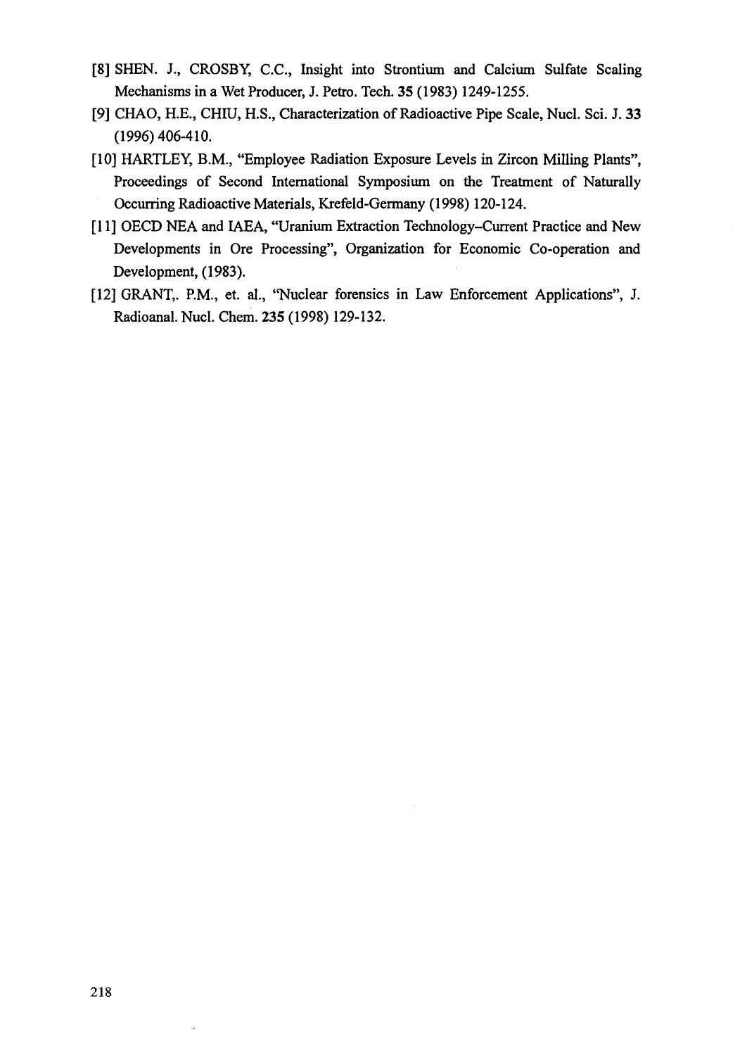[8] SHEN. J., CROSBY, C.C., Insight into Strontium and Calcium Sulfate Scaling Mechanisms in a Wet Producer, J. Petro. Tech. **35** (1983) 1249-1255.

[9] CHAO, H.E., CHIU, H.S., Characterization of Radioactive Pipe Scale, Nucl. Sci. J. **33** (1996) 406-410.

[10] HARTLEY, B.M., "Employee Radiation Exposure Levels in Zircon Milling Plants", Proceedings of Second International Symposium on the Treatment of Naturally Occurring Radioactive Materials, Krefeld-Germany (1998) 120-124.

[11] OECD NEA and IAEA, "Uranium Extraction Technology–Current Practice and New Developments in Ore Processing", Organization for Economic Co-operation and Development, (1983).

[12] GRANT,. P.M., et. al., "Nuclear forensics in Law Enforcement Applications", J. Radioanal. Nucl. Chem. **235** (1998) 129-132.